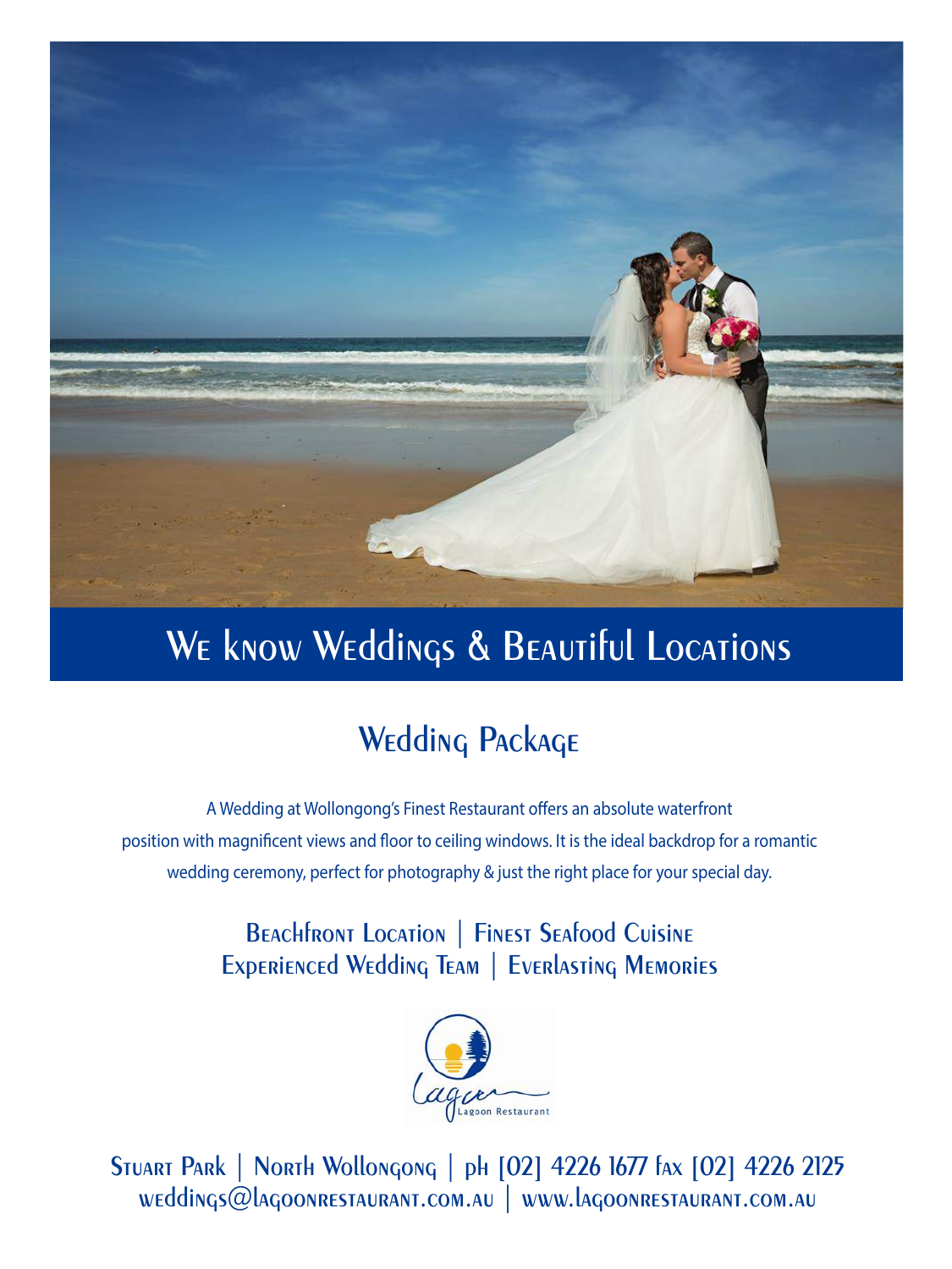# We know Weddings & Beautiful Locations

## Wedding Package

A Wedding at Wollongong's Finest Restaurant offers an absolute waterfront position with magnificent views and floor to ceiling windows. It is the ideal backdrop for a romantic wedding ceremony, perfect for photography & just the right place for your special day.

Beachfront Location | Finest Seafood Cuisine
Experienced Wedding Team | Everlasting Memories

Lagoon Restaurant

Stuart Park | North Wollongong | ph [02] 4226 1677 fax [02] 4226 2125
weddings@lagoonrestaurant.com.au | www.lagoonrestaurant.com.au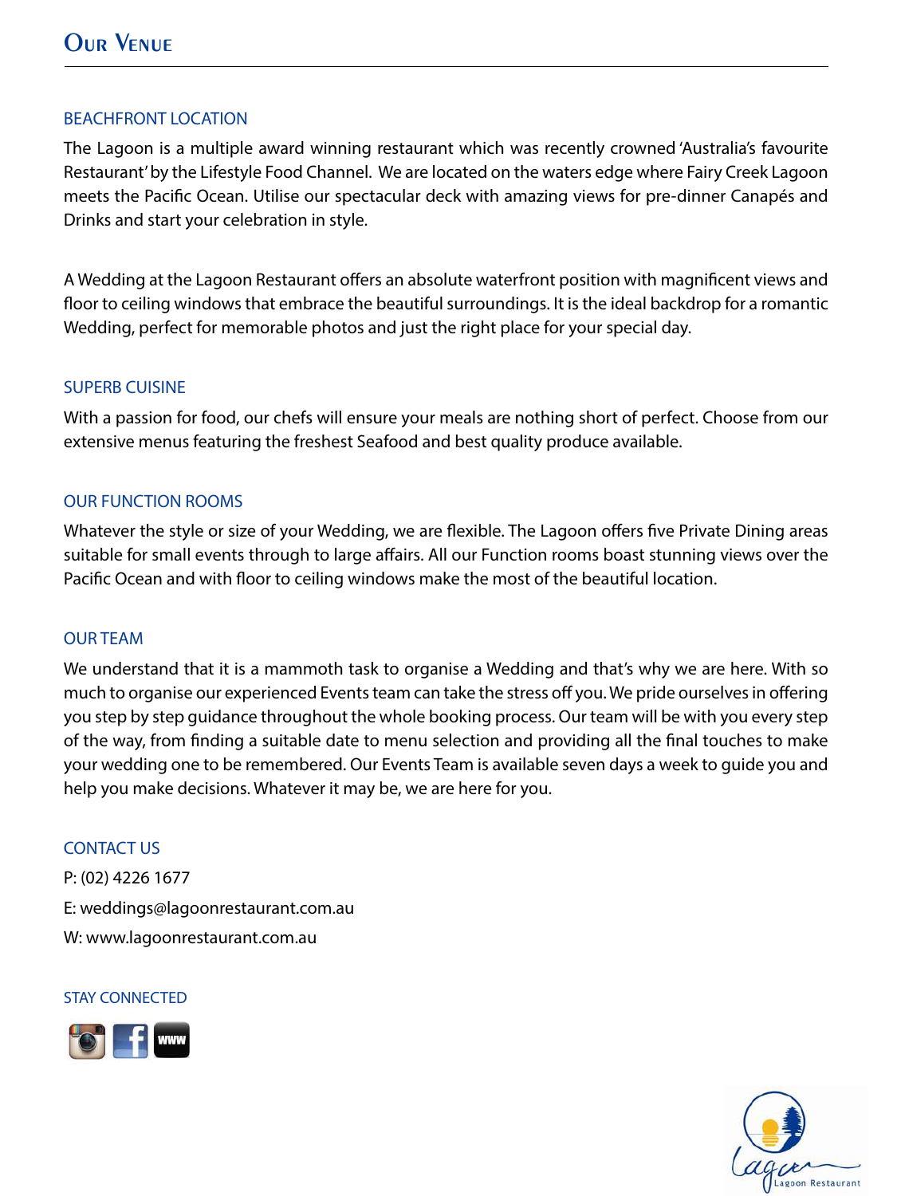# Our Venue

## BEACHFRONT LOCATION

The Lagoon is a multiple award winning restaurant which was recently crowned 'Australia's favourite Restaurant' by the Lifestyle Food Channel. We are located on the waters edge where Fairy Creek Lagoon meets the Pacific Ocean. Utilise our spectacular deck with amazing views for pre-dinner Canapés and Drinks and start your celebration in style.

A Wedding at the Lagoon Restaurant offers an absolute waterfront position with magnificent views and floor to ceiling windows that embrace the beautiful surroundings. It is the ideal backdrop for a romantic Wedding, perfect for memorable photos and just the right place for your special day.

## SUPERB CUISINE

With a passion for food, our chefs will ensure your meals are nothing short of perfect. Choose from our extensive menus featuring the freshest Seafood and best quality produce available.

## OUR FUNCTION ROOMS

Whatever the style or size of your Wedding, we are flexible. The Lagoon offers five Private Dining areas suitable for small events through to large affairs. All our Function rooms boast stunning views over the Pacific Ocean and with floor to ceiling windows make the most of the beautiful location.

## OUR TEAM

We understand that it is a mammoth task to organise a Wedding and that's why we are here. With so much to organise our experienced Events team can take the stress off you. We pride ourselves in offering you step by step guidance throughout the whole booking process. Our team will be with you every step of the way, from finding a suitable date to menu selection and providing all the final touches to make your wedding one to be remembered. Our Events Team is available seven days a week to guide you and help you make decisions. Whatever it may be, we are here for you.

## CONTACT US

P: (02) 4226 1677

E: weddings@lagoonrestaurant.com.au

W: www.lagoonrestaurant.com.au

## STAY CONNECTED

Lagoon Restaurant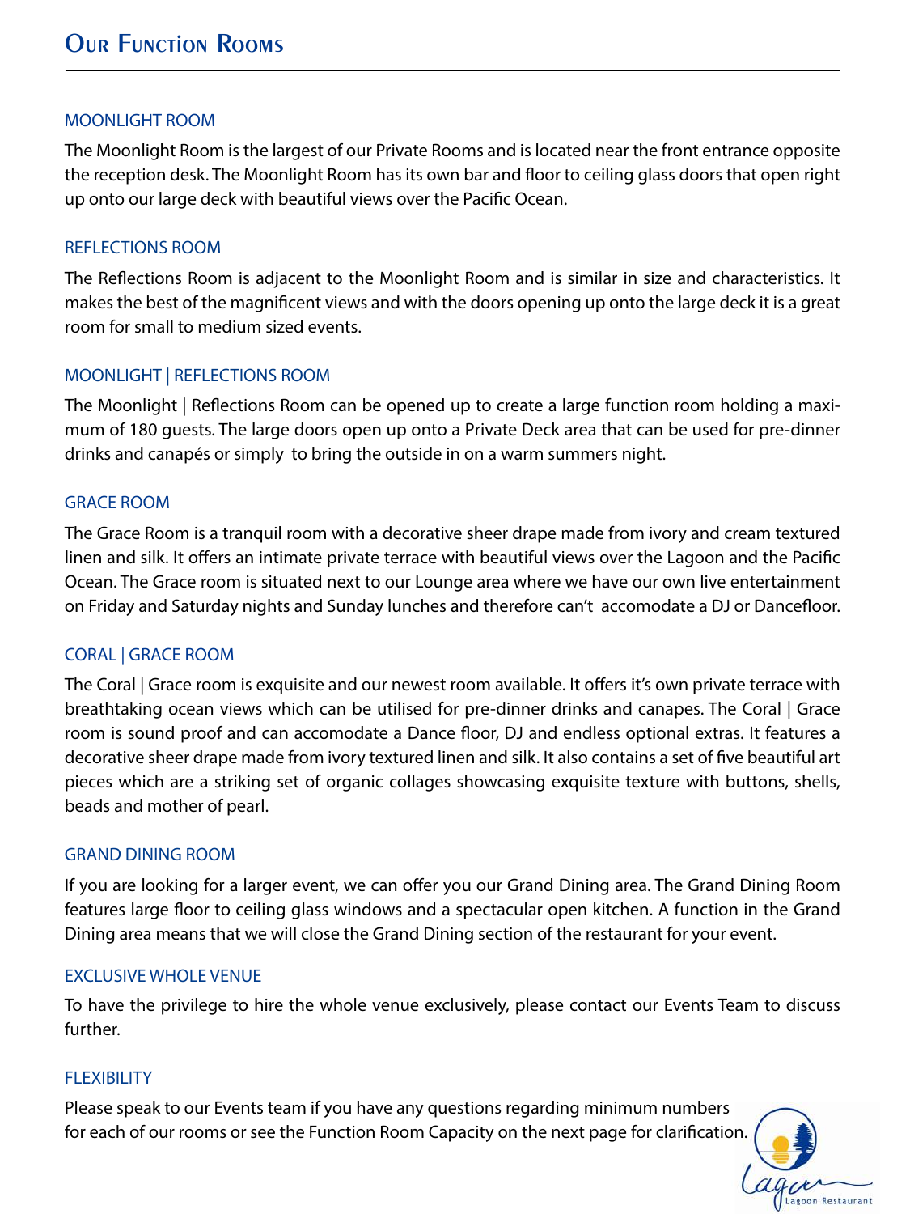# Our Function Rooms

## MOONLIGHT ROOM

The Moonlight Room is the largest of our Private Rooms and is located near the front entrance opposite the reception desk. The Moonlight Room has its own bar and floor to ceiling glass doors that open right up onto our large deck with beautiful views over the Pacific Ocean.

## REFLECTIONS ROOM

The Reflections Room is adjacent to the Moonlight Room and is similar in size and characteristics. It makes the best of the magnificent views and with the doors opening up onto the large deck it is a great room for small to medium sized events.

## MOONLIGHT | REFLECTIONS ROOM

The Moonlight | Reflections Room can be opened up to create a large function room holding a maximum of 180 guests. The large doors open up onto a Private Deck area that can be used for pre-dinner drinks and canapés or simply to bring the outside in on a warm summers night.

## GRACE ROOM

The Grace Room is a tranquil room with a decorative sheer drape made from ivory and cream textured linen and silk. It offers an intimate private terrace with beautiful views over the Lagoon and the Pacific Ocean. The Grace room is situated next to our Lounge area where we have our own live entertainment on Friday and Saturday nights and Sunday lunches and therefore can't accomodate a DJ or Dancefloor.

## CORAL | GRACE ROOM

The Coral | Grace room is exquisite and our newest room available. It offers it's own private terrace with breathtaking ocean views which can be utilised for pre-dinner drinks and canapes. The Coral | Grace room is sound proof and can accomodate a Dance floor, DJ and endless optional extras. It features a decorative sheer drape made from ivory textured linen and silk. It also contains a set of five beautiful art pieces which are a striking set of organic collages showcasing exquisite texture with buttons, shells, beads and mother of pearl.

## GRAND DINING ROOM

If you are looking for a larger event, we can offer you our Grand Dining area. The Grand Dining Room features large floor to ceiling glass windows and a spectacular open kitchen. A function in the Grand Dining area means that we will close the Grand Dining section of the restaurant for your event.

## EXCLUSIVE WHOLE VENUE

To have the privilege to hire the whole venue exclusively, please contact our Events Team to discuss further.

## FLEXIBILITY

Please speak to our Events team if you have any questions regarding minimum numbers for each of our rooms or see the Function Room Capacity on the next page for clarification.

Lagoon Restaurant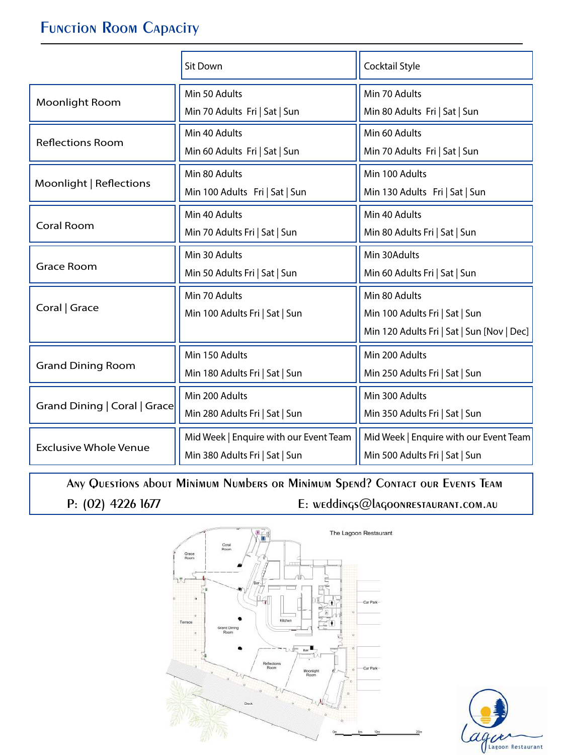## Function Room Capacity

| | Sit Down | Cocktail Style |
|---|---|---|
| Moonlight Room | Min 50 Adults<br>Min 70 Adults Fri \| Sat \| Sun | Min 70 Adults<br>Min 80 Adults Fri \| Sat \| Sun |
| Reflections Room | Min 40 Adults<br>Min 60 Adults Fri \| Sat \| Sun | Min 60 Adults<br>Min 70 Adults Fri \| Sat \| Sun |
| Moonlight \| Reflections | Min 80 Adults<br>Min 100 Adults Fri \| Sat \| Sun | Min 100 Adults<br>Min 130 Adults Fri \| Sat \| Sun |
| Coral Room | Min 40 Adults<br>Min 70 Adults Fri \| Sat \| Sun | Min 40 Adults<br>Min 80 Adults Fri \| Sat \| Sun |
| Grace Room | Min 30 Adults<br>Min 50 Adults Fri \| Sat \| Sun | Min 30Adults<br>Min 60 Adults Fri \| Sat \| Sun |
| Coral \| Grace | Min 70 Adults<br>Min 100 Adults Fri \| Sat \| Sun | Min 80 Adults<br>Min 100 Adults Fri \| Sat \| Sun<br>Min 120 Adults Fri \| Sat \| Sun [Nov \| Dec] |
| Grand Dining Room | Min 150 Adults<br>Min 180 Adults Fri \| Sat \| Sun | Min 200 Adults<br>Min 250 Adults Fri \| Sat \| Sun |
| Grand Dining \| Coral \| Grace | Min 200 Adults<br>Min 280 Adults Fri \| Sat \| Sun | Min 300 Adults<br>Min 350 Adults Fri \| Sat \| Sun |
| Exclusive Whole Venue | Mid Week \| Enquire with our Event Team<br>Min 380 Adults Fri \| Sat \| Sun | Mid Week \| Enquire with our Event Team<br>Min 500 Adults Fri \| Sat \| Sun |

**Any Questions about Minimum Numbers or Minimum Spend? Contact our Events Team**

P: (02) 4226 1677 E: weddings@lagoonrestaurant.com.au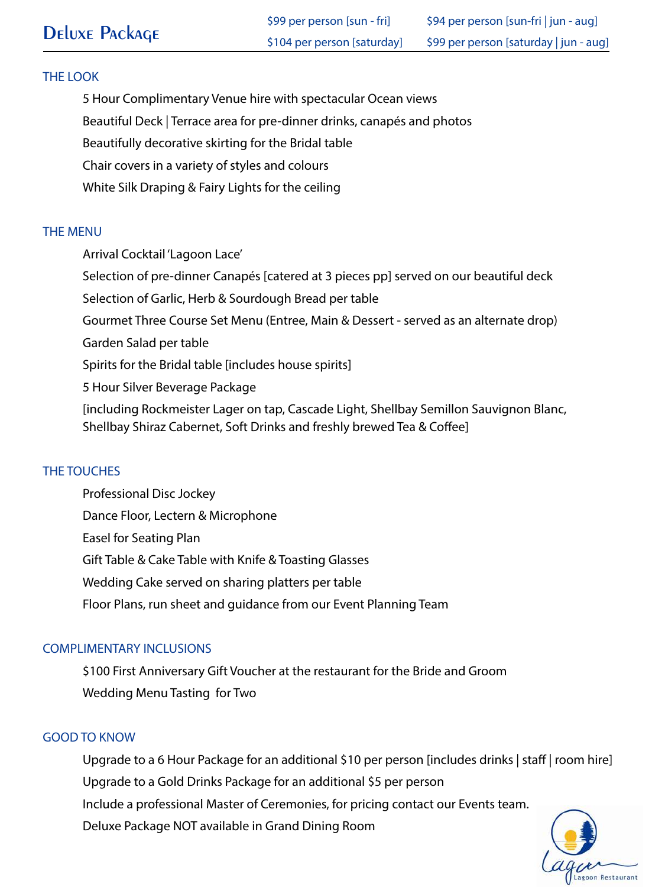# Deluxe Package

| | |
|---|---|
| $99 per person [sun - fri] | $94 per person [sun-fri \| jun - aug] |
| $104 per person [saturday] | $99 per person [saturday \| jun - aug] |

## THE LOOK

5 Hour Complimentary Venue hire with spectacular Ocean views

Beautiful Deck | Terrace area for pre-dinner drinks, canapés and photos

Beautifully decorative skirting for the Bridal table

Chair covers in a variety of styles and colours

White Silk Draping & Fairy Lights for the ceiling

## THE MENU

Arrival Cocktail 'Lagoon Lace'

Selection of pre-dinner Canapés [catered at 3 pieces pp] served on our beautiful deck

Selection of Garlic, Herb & Sourdough Bread per table

Gourmet Three Course Set Menu (Entree, Main & Dessert - served as an alternate drop)

Garden Salad per table

Spirits for the Bridal table [includes house spirits]

5 Hour Silver Beverage Package

[including Rockmeister Lager on tap, Cascade Light, Shellbay Semillon Sauvignon Blanc, Shellbay Shiraz Cabernet, Soft Drinks and freshly brewed Tea & Coffee]

## THE TOUCHES

Professional Disc Jockey

Dance Floor, Lectern & Microphone

Easel for Seating Plan

Gift Table & Cake Table with Knife & Toasting Glasses

Wedding Cake served on sharing platters per table

Floor Plans, run sheet and guidance from our Event Planning Team

## COMPLIMENTARY INCLUSIONS

$100 First Anniversary Gift Voucher at the restaurant for the Bride and Groom

Wedding Menu Tasting for Two

## GOOD TO KNOW

Upgrade to a 6 Hour Package for an additional $10 per person [includes drinks | staff | room hire]

Upgrade to a Gold Drinks Package for an additional $5 per person

Include a professional Master of Ceremonies, for pricing contact our Events team.

Deluxe Package NOT available in Grand Dining Room

Lagoon Restaurant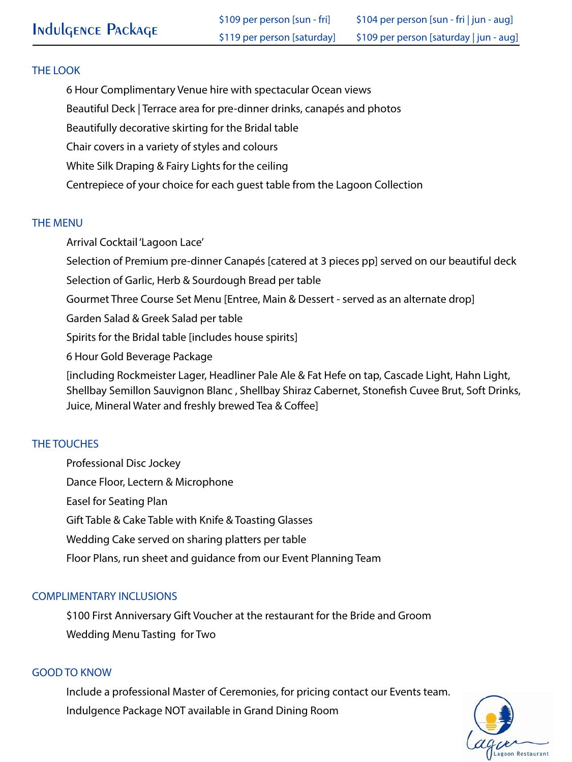# Indulgence Package

| | |
|---|---|
| $109 per person [sun - fri] | $104 per person [sun - fri \| jun - aug] |
| $119 per person [saturday] | $109 per person [saturday \| jun - aug] |

## THE LOOK

- 6 Hour Complimentary Venue hire with spectacular Ocean views
- Beautiful Deck | Terrace area for pre-dinner drinks, canapés and photos
- Beautifully decorative skirting for the Bridal table
- Chair covers in a variety of styles and colours
- White Silk Draping & Fairy Lights for the ceiling
- Centrepiece of your choice for each guest table from the Lagoon Collection

## THE MENU

- Arrival Cocktail 'Lagoon Lace'
- Selection of Premium pre-dinner Canapés [catered at 3 pieces pp] served on our beautiful deck
- Selection of Garlic, Herb & Sourdough Bread per table
- Gourmet Three Course Set Menu [Entree, Main & Dessert - served as an alternate drop]
- Garden Salad & Greek Salad per table
- Spirits for the Bridal table [includes house spirits]
- 6 Hour Gold Beverage Package
  [including Rockmeister Lager, Headliner Pale Ale & Fat Hefe on tap, Cascade Light, Hahn Light, Shellbay Semillon Sauvignon Blanc , Shellbay Shiraz Cabernet, Stonefish Cuvee Brut, Soft Drinks, Juice, Mineral Water and freshly brewed Tea & Coffee]

## THE TOUCHES

- Professional Disc Jockey
- Dance Floor, Lectern & Microphone
- Easel for Seating Plan
- Gift Table & Cake Table with Knife & Toasting Glasses
- Wedding Cake served on sharing platters per table
- Floor Plans, run sheet and guidance from our Event Planning Team

## COMPLIMENTARY INCLUSIONS

- $100 First Anniversary Gift Voucher at the restaurant for the Bride and Groom
- Wedding Menu Tasting for Two

## GOOD TO KNOW

- Include a professional Master of Ceremonies, for pricing contact our Events team.
- Indulgence Package NOT available in Grand Dining Room

Lagoon Restaurant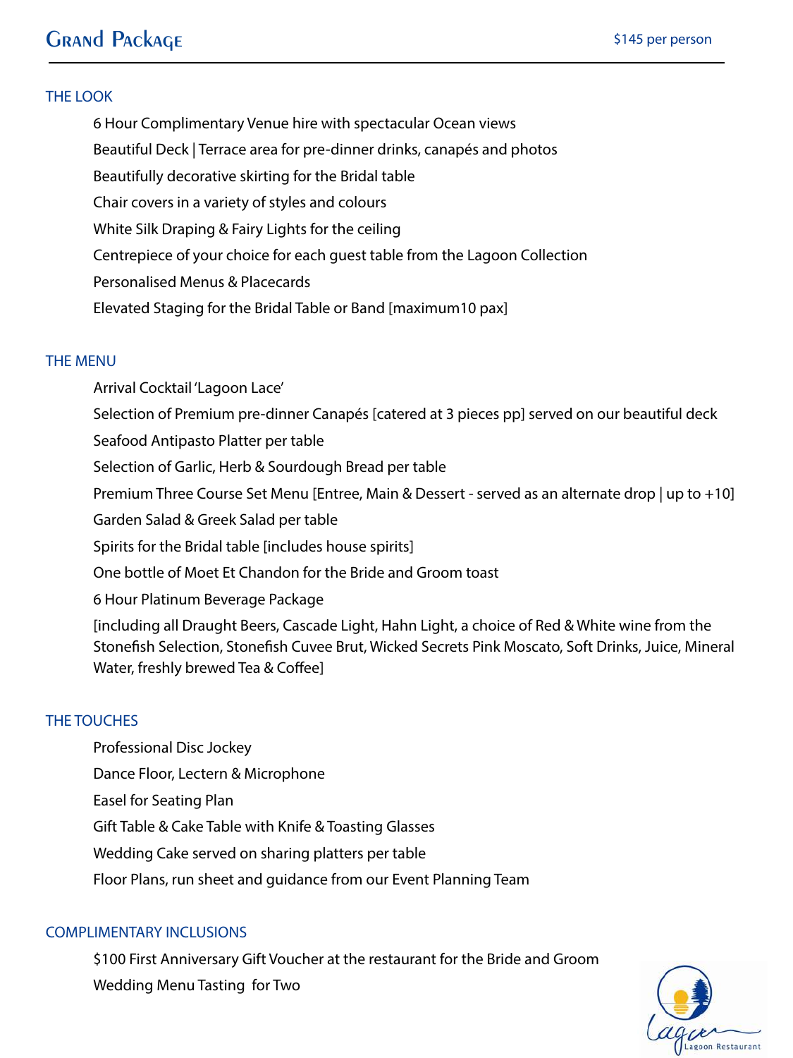# Grand Package

$145 per person

## THE LOOK

- 6 Hour Complimentary Venue hire with spectacular Ocean views
- Beautiful Deck | Terrace area for pre-dinner drinks, canapés and photos
- Beautifully decorative skirting for the Bridal table
- Chair covers in a variety of styles and colours
- White Silk Draping & Fairy Lights for the ceiling
- Centrepiece of your choice for each guest table from the Lagoon Collection
- Personalised Menus & Placecards
- Elevated Staging for the Bridal Table or Band [maximum10 pax]

## THE MENU

- Arrival Cocktail 'Lagoon Lace'
- Selection of Premium pre-dinner Canapés [catered at 3 pieces pp] served on our beautiful deck
- Seafood Antipasto Platter per table
- Selection of Garlic, Herb & Sourdough Bread per table
- Premium Three Course Set Menu [Entree, Main & Dessert - served as an alternate drop | up to +10]
- Garden Salad & Greek Salad per table
- Spirits for the Bridal table [includes house spirits]
- One bottle of Moet Et Chandon for the Bride and Groom toast
- 6 Hour Platinum Beverage Package
  [including all Draught Beers, Cascade Light, Hahn Light, a choice of Red & White wine from the Stonefish Selection, Stonefish Cuvee Brut, Wicked Secrets Pink Moscato, Soft Drinks, Juice, Mineral Water, freshly brewed Tea & Coffee]

## THE TOUCHES

- Professional Disc Jockey
- Dance Floor, Lectern & Microphone
- Easel for Seating Plan
- Gift Table & Cake Table with Knife & Toasting Glasses
- Wedding Cake served on sharing platters per table
- Floor Plans, run sheet and guidance from our Event Planning Team

## COMPLIMENTARY INCLUSIONS

- $100 First Anniversary Gift Voucher at the restaurant for the Bride and Groom
- Wedding Menu Tasting for Two

Lagoon Restaurant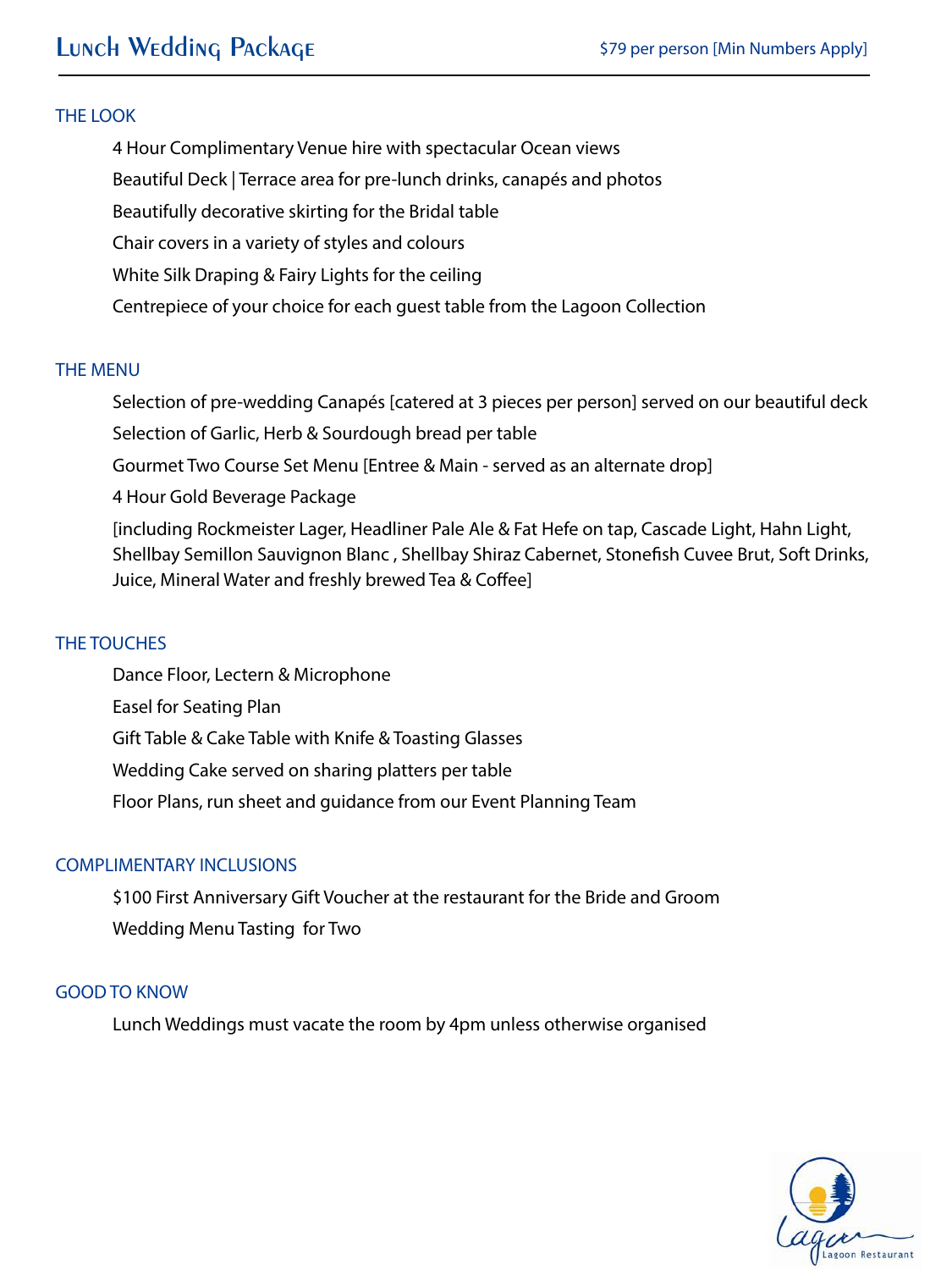# Lunch Wedding Package

$79 per person [Min Numbers Apply]

## THE LOOK

4 Hour Complimentary Venue hire with spectacular Ocean views

Beautiful Deck | Terrace area for pre-lunch drinks, canapés and photos

Beautifully decorative skirting for the Bridal table

Chair covers in a variety of styles and colours

White Silk Draping & Fairy Lights for the ceiling

Centrepiece of your choice for each guest table from the Lagoon Collection

## THE MENU

Selection of pre-wedding Canapés [catered at 3 pieces per person] served on our beautiful deck

Selection of Garlic, Herb & Sourdough bread per table

Gourmet Two Course Set Menu [Entree & Main - served as an alternate drop]

4 Hour Gold Beverage Package

[including Rockmeister Lager, Headliner Pale Ale & Fat Hefe on tap, Cascade Light, Hahn Light, Shellbay Semillon Sauvignon Blanc , Shellbay Shiraz Cabernet, Stonefish Cuvee Brut, Soft Drinks, Juice, Mineral Water and freshly brewed Tea & Coffee]

## THE TOUCHES

Dance Floor, Lectern & Microphone

Easel for Seating Plan

Gift Table & Cake Table with Knife & Toasting Glasses

Wedding Cake served on sharing platters per table

Floor Plans, run sheet and guidance from our Event Planning Team

## COMPLIMENTARY INCLUSIONS

$100 First Anniversary Gift Voucher at the restaurant for the Bride and Groom

Wedding Menu Tasting for Two

## GOOD TO KNOW

Lunch Weddings must vacate the room by 4pm unless otherwise organised

Lagoon Restaurant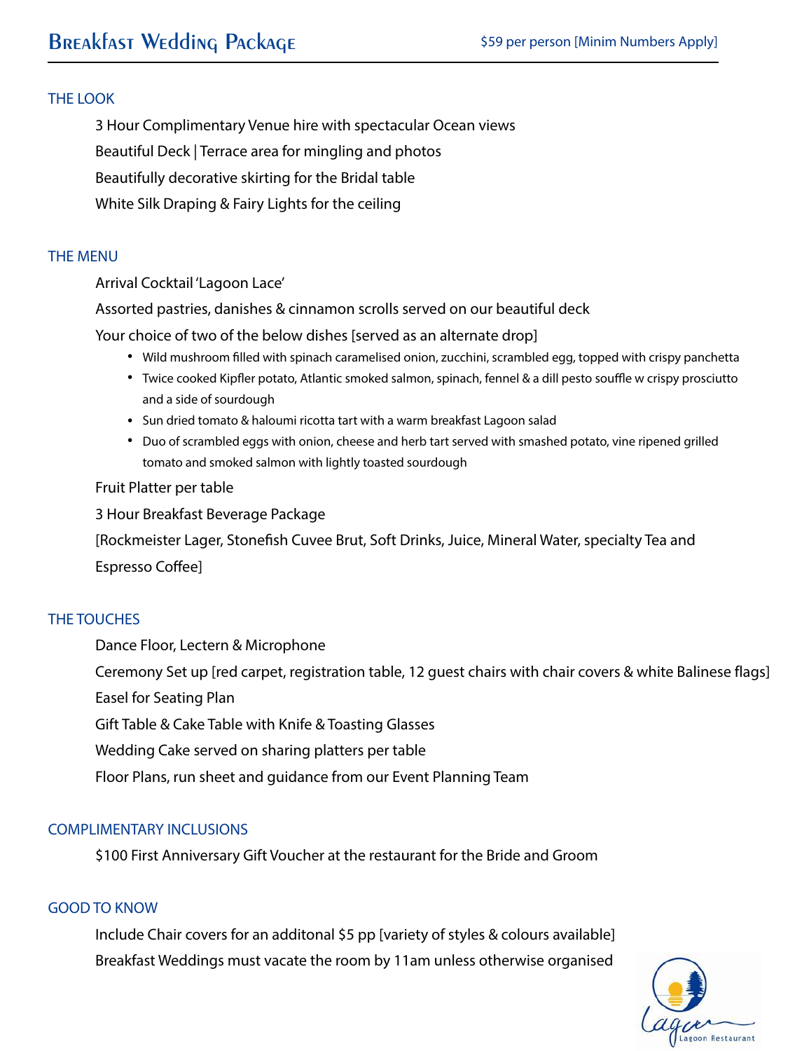# Breakfast Wedding Package

$59 per person [Minim Numbers Apply]

## THE LOOK

3 Hour Complimentary Venue hire with spectacular Ocean views

Beautiful Deck | Terrace area for mingling and photos

Beautifully decorative skirting for the Bridal table

White Silk Draping & Fairy Lights for the ceiling

## THE MENU

Arrival Cocktail 'Lagoon Lace'

Assorted pastries, danishes & cinnamon scrolls served on our beautiful deck

Your choice of two of the below dishes [served as an alternate drop]

- Wild mushroom filled with spinach caramelised onion, zucchini, scrambled egg, topped with crispy panchetta
- Twice cooked Kipfler potato, Atlantic smoked salmon, spinach, fennel & a dill pesto souffle w crispy prosciutto and a side of sourdough
- Sun dried tomato & haloumi ricotta tart with a warm breakfast Lagoon salad
- Duo of scrambled eggs with onion, cheese and herb tart served with smashed potato, vine ripened grilled tomato and smoked salmon with lightly toasted sourdough

Fruit Platter per table

3 Hour Breakfast Beverage Package

[Rockmeister Lager, Stonefish Cuvee Brut, Soft Drinks, Juice, Mineral Water, specialty Tea and Espresso Coffee]

## THE TOUCHES

Dance Floor, Lectern & Microphone

Ceremony Set up [red carpet, registration table, 12 guest chairs with chair covers & white Balinese flags]

Easel for Seating Plan

Gift Table & Cake Table with Knife & Toasting Glasses

Wedding Cake served on sharing platters per table

Floor Plans, run sheet and guidance from our Event Planning Team

## COMPLIMENTARY INCLUSIONS

$100 First Anniversary Gift Voucher at the restaurant for the Bride and Groom

## GOOD TO KNOW

Include Chair covers for an additonal $5 pp [variety of styles & colours available]

Breakfast Weddings must vacate the room by 11am unless otherwise organised

Lagoon Restaurant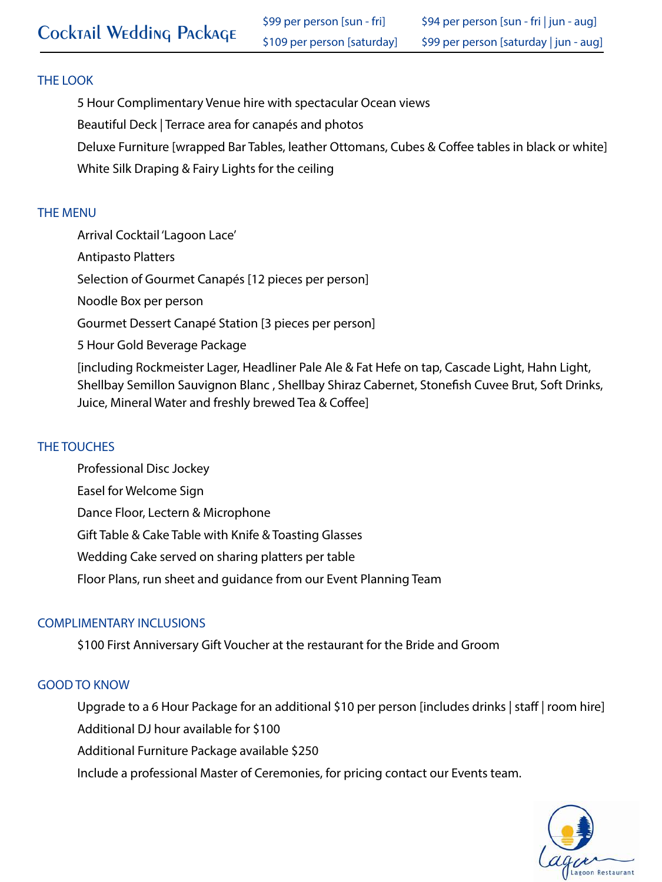# Cocktail Wedding Package

| | |
|---|---|
| $99 per person [sun - fri] | $94 per person [sun - fri \| jun - aug] |
| $109 per person [saturday] | $99 per person [saturday \| jun - aug] |

## THE LOOK

- 5 Hour Complimentary Venue hire with spectacular Ocean views
- Beautiful Deck | Terrace area for canapés and photos
- Deluxe Furniture [wrapped Bar Tables, leather Ottomans, Cubes & Coffee tables in black or white]
- White Silk Draping & Fairy Lights for the ceiling

## THE MENU

- Arrival Cocktail 'Lagoon Lace'
- Antipasto Platters
- Selection of Gourmet Canapés [12 pieces per person]
- Noodle Box per person
- Gourmet Dessert Canapé Station [3 pieces per person]
- 5 Hour Gold Beverage Package
  [including Rockmeister Lager, Headliner Pale Ale & Fat Hefe on tap, Cascade Light, Hahn Light, Shellbay Semillon Sauvignon Blanc , Shellbay Shiraz Cabernet, Stonefish Cuvee Brut, Soft Drinks, Juice, Mineral Water and freshly brewed Tea & Coffee]

## THE TOUCHES

- Professional Disc Jockey
- Easel for Welcome Sign
- Dance Floor, Lectern & Microphone
- Gift Table & Cake Table with Knife & Toasting Glasses
- Wedding Cake served on sharing platters per table
- Floor Plans, run sheet and guidance from our Event Planning Team

## COMPLIMENTARY INCLUSIONS

- $100 First Anniversary Gift Voucher at the restaurant for the Bride and Groom

## GOOD TO KNOW

- Upgrade to a 6 Hour Package for an additional $10 per person [includes drinks | staff | room hire]
- Additional DJ hour available for $100
- Additional Furniture Package available $250
- Include a professional Master of Ceremonies, for pricing contact our Events team.

Lagoon Restaurant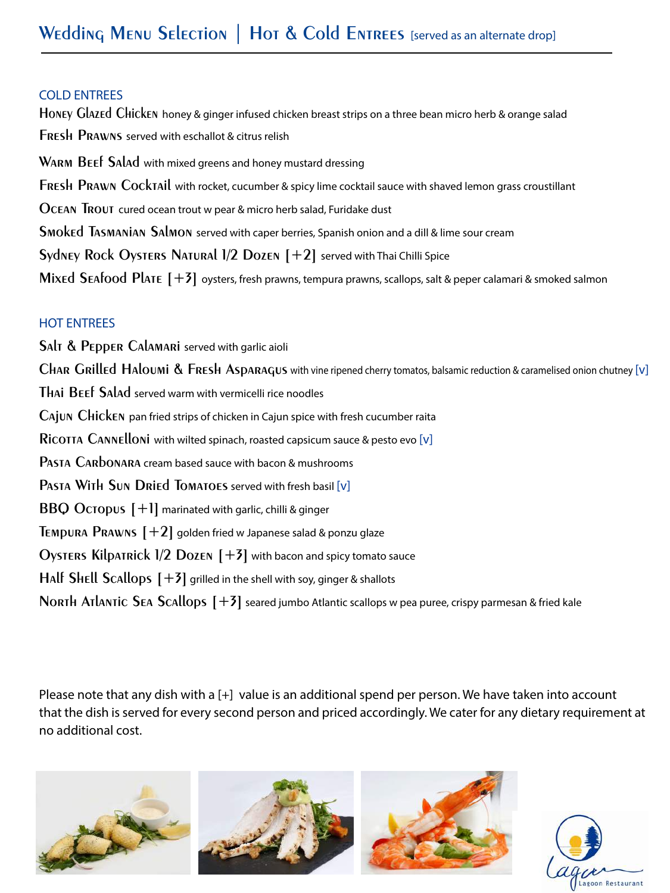# Wedding Menu Selection | Hot & Cold Entrees [served as an alternate drop]

## COLD ENTREES

**Honey Glazed Chicken** honey & ginger infused chicken breast strips on a three bean micro herb & orange salad

**Fresh Prawns** served with eschallot & citrus relish

**Warm Beef Salad** with mixed greens and honey mustard dressing

**Fresh Prawn Cocktail** with rocket, cucumber & spicy lime cocktail sauce with shaved lemon grass croustillant

**Ocean Trout** cured ocean trout w pear & micro herb salad, Furidake dust

**Smoked Tasmanian Salmon** served with caper berries, Spanish onion and a dill & lime sour cream

**Sydney Rock Oysters Natural 1/2 Dozen [+2]** served with Thai Chilli Spice

**Mixed Seafood Plate [+3]** oysters, fresh prawns, tempura prawns, scallops, salt & peper calamari & smoked salmon

## HOT ENTREES

**Salt & Pepper Calamari** served with garlic aioli

**Char Grilled Haloumi & Fresh Asparagus** with vine ripened cherry tomatos, balsamic reduction & caramelised onion chutney [v]

**Thai Beef Salad** served warm with vermicelli rice noodles

**Cajun Chicken** pan fried strips of chicken in Cajun spice with fresh cucumber raita

**Ricotta Cannelloni** with wilted spinach, roasted capsicum sauce & pesto evo [v]

**Pasta Carbonara** cream based sauce with bacon & mushrooms

**Pasta With Sun Dried Tomatoes** served with fresh basil [v]

**BBQ Octopus [+1]** marinated with garlic, chilli & ginger

**Tempura Prawns [+2]** golden fried w Japanese salad & ponzu glaze

**Oysters Kilpatrick 1/2 Dozen [+3]** with bacon and spicy tomato sauce

**Half Shell Scallops [+3]** grilled in the shell with soy, ginger & shallots

**North Atlantic Sea Scallops [+3]** seared jumbo Atlantic scallops w pea puree, crispy parmesan & fried kale

Please note that any dish with a [+] value is an additional spend per person. We have taken into account that the dish is served for every second person and priced accordingly. We cater for any dietary requirement at no additional cost.

Lagoon Restaurant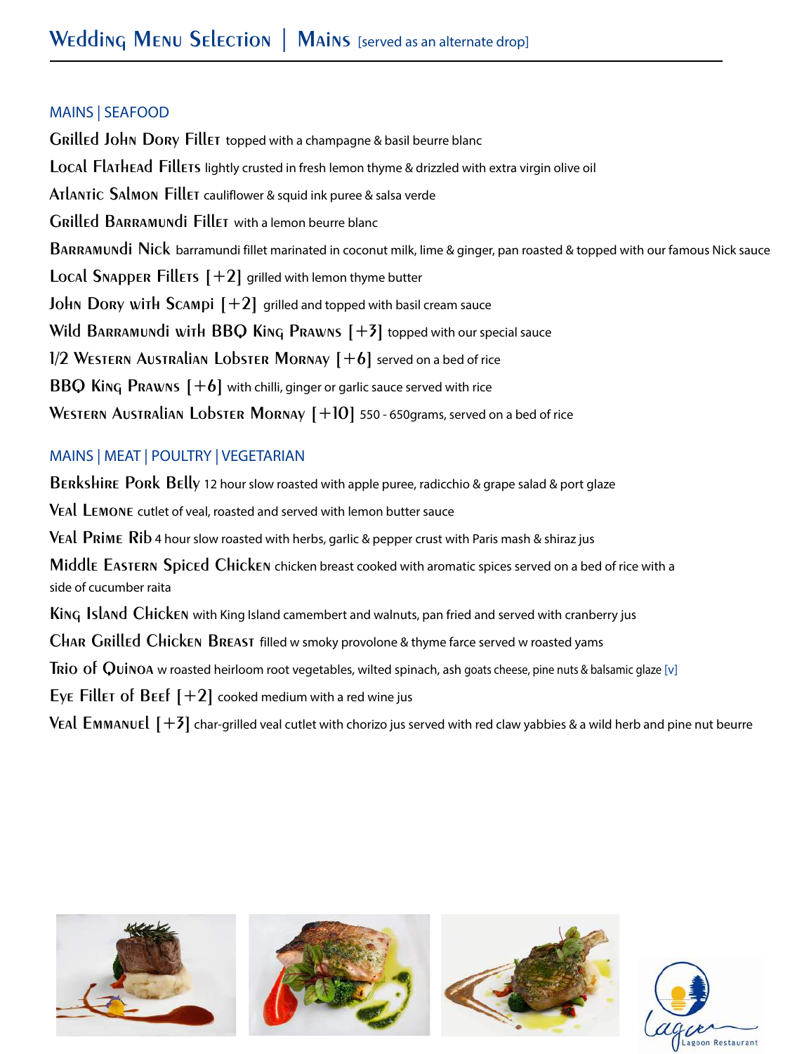# Wedding Menu Selection | Mains [served as an alternate drop]

## MAINS | SEAFOOD

**Grilled John Dory Fillet** topped with a champagne & basil beurre blanc

**Local Flathead Fillets** lightly crusted in fresh lemon thyme & drizzled with extra virgin olive oil

**Atlantic Salmon Fillet** cauliflower & squid ink puree & salsa verde

**Grilled Barramundi Fillet** with a lemon beurre blanc

**Barramundi Nick** barramundi fillet marinated in coconut milk, lime & ginger, pan roasted & topped with our famous Nick sauce

**Local Snapper Fillets [+2]** grilled with lemon thyme butter

**John Dory with Scampi [+2]** grilled and topped with basil cream sauce

**Wild Barramundi with BBQ King Prawns [+3]** topped with our special sauce

**1/2 Western Australian Lobster Mornay [+6]** served on a bed of rice

**BBQ King Prawns [+6]** with chilli, ginger or garlic sauce served with rice

**Western Australian Lobster Mornay [+10]** 550 - 650grams, served on a bed of rice

## MAINS | MEAT | POULTRY | VEGETARIAN

**Berkshire Pork Belly** 12 hour slow roasted with apple puree, radicchio & grape salad & port glaze

**Veal Lemone** cutlet of veal, roasted and served with lemon butter sauce

**Veal Prime Rib** 4 hour slow roasted with herbs, garlic & pepper crust with Paris mash & shiraz jus

**Middle Eastern Spiced Chicken** chicken breast cooked with aromatic spices served on a bed of rice with a side of cucumber raita

**King Island Chicken** with King Island camembert and walnuts, pan fried and served with cranberry jus

**Char Grilled Chicken Breast** filled w smoky provolone & thyme farce served w roasted yams

**Trio of Quinoa** w roasted heirloom root vegetables, wilted spinach, ash goats cheese, pine nuts & balsamic glaze [v]

**Eye Fillet of Beef [+2]** cooked medium with a red wine jus

**Veal Emmanuel [+3]** char-grilled veal cutlet with chorizo jus served with red claw yabbies & a wild herb and pine nut beurre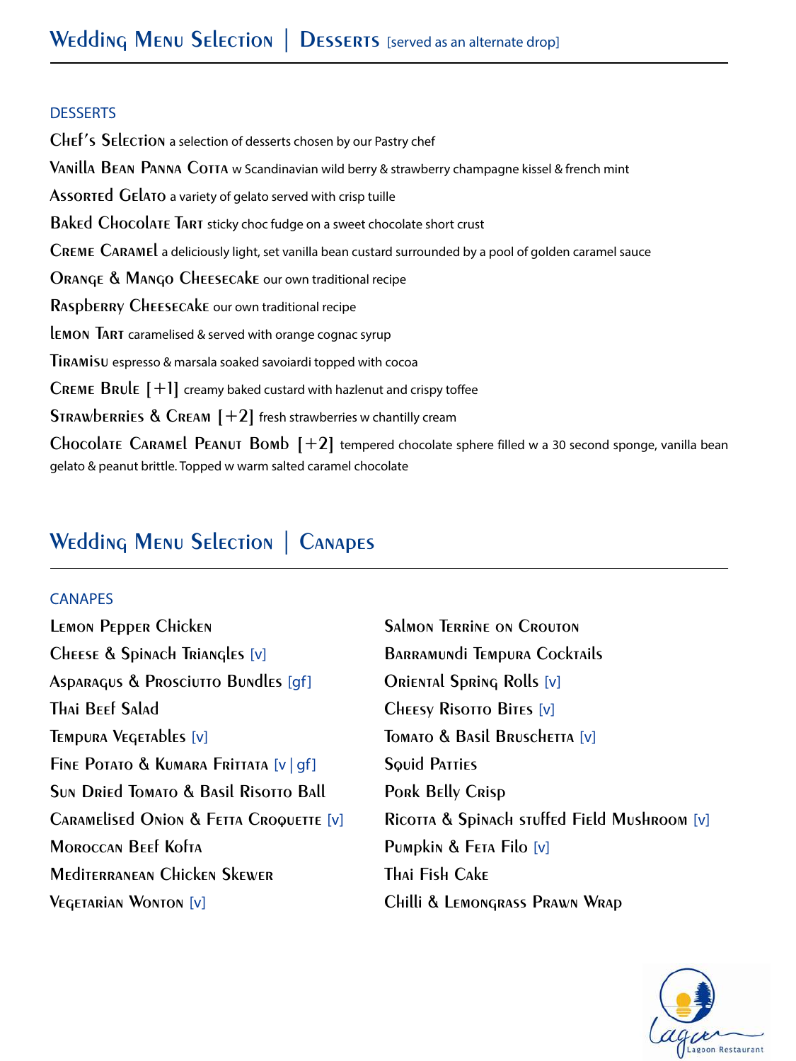## Wedding Menu Selection | Desserts [served as an alternate drop]

### DESSERTS

**Chef's Selection** a selection of desserts chosen by our Pastry chef

**Vanilla Bean Panna Cotta** w Scandinavian wild berry & strawberry champagne kissel & french mint

**Assorted Gelato** a variety of gelato served with crisp tuille

**Baked Chocolate Tart** sticky choc fudge on a sweet chocolate short crust

**Creme Caramel** a deliciously light, set vanilla bean custard surrounded by a pool of golden caramel sauce

**Orange & Mango Cheesecake** our own traditional recipe

**Raspberry Cheesecake** our own traditional recipe

**Lemon Tart** caramelised & served with orange cognac syrup

**Tiramisu** espresso & marsala soaked savoiardi topped with cocoa

**Creme Brule [+1]** creamy baked custard with hazlenut and crispy toffee

**Strawberries & Cream [+2]** fresh strawberries w chantilly cream

**Chocolate Caramel Peanut Bomb [+2]** tempered chocolate sphere filled w a 30 second sponge, vanilla bean gelato & peanut brittle. Topped w warm salted caramel chocolate

## Wedding Menu Selection | Canapes

### CANAPES

- Lemon Pepper Chicken
- Cheese & Spinach Triangles [v]
- Asparagus & Prosciutto Bundles [gf]
- Thai Beef Salad
- Tempura Vegetables [v]
- Fine Potato & Kumara Frittata [v | gf]
- Sun Dried Tomato & Basil Risotto Ball
- Caramelised Onion & Fetta Croquette [v]
- Moroccan Beef Kofta
- Mediterranean Chicken Skewer
- Vegetarian Wonton [v]
- Salmon Terrine on Crouton
- Barramundi Tempura Cocktails
- Oriental Spring Rolls [v]
- Cheesy Risotto Bites [v]
- Tomato & Basil Bruschetta [v]
- Squid Patties
- Pork Belly Crisp
- Ricotta & Spinach stuffed Field Mushroom [v]
- Pumpkin & Feta Filo [v]
- Thai Fish Cake
- Chilli & Lemongrass Prawn Wrap

Lagoon Restaurant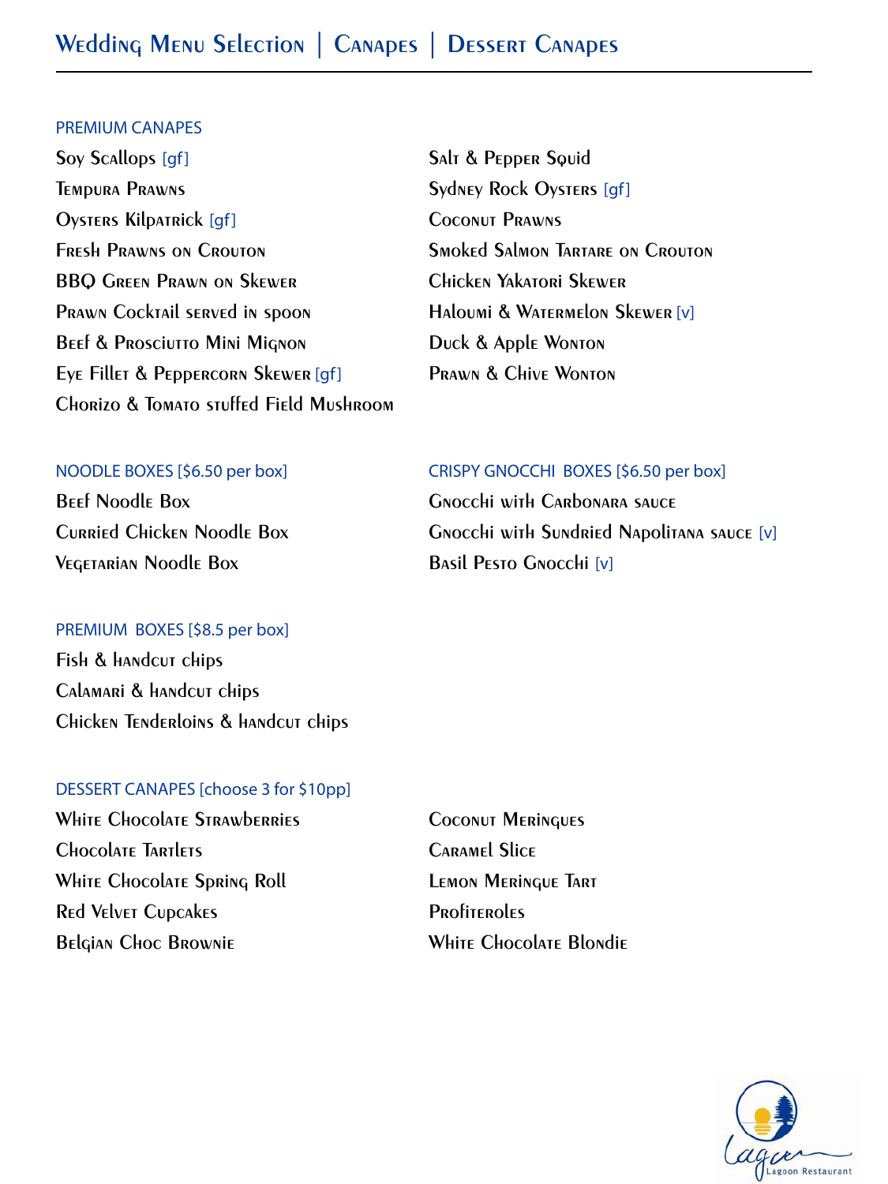# Wedding Menu Selection | Canapes | Dessert Canapes

## PREMIUM CANAPES

- Soy Scallops [gf]
- Tempura Prawns
- Oysters Kilpatrick [gf]
- Fresh Prawns on Crouton
- BBQ Green Prawn on Skewer
- Prawn Cocktail served in spoon
- Beef & Prosciutto Mini Mignon
- Eye Fillet & Peppercorn Skewer [gf]
- Chorizo & Tomato stuffed Field Mushroom
- Salt & Pepper Squid
- Sydney Rock Oysters [gf]
- Coconut Prawns
- Smoked Salmon Tartare on Crouton
- Chicken Yakatori Skewer
- Haloumi & Watermelon Skewer [v]
- Duck & Apple Wonton
- Prawn & Chive Wonton

## NOODLE BOXES [$6.50 per box]

- Beef Noodle Box
- Curried Chicken Noodle Box
- Vegetarian Noodle Box

## CRISPY GNOCCHI BOXES [$6.50 per box]

- Gnocchi with Carbonara sauce
- Gnocchi with Sundried Napolitana sauce [v]
- Basil Pesto Gnocchi [v]

## PREMIUM BOXES [$8.5 per box]

- Fish & handcut chips
- Calamari & handcut chips
- Chicken Tenderloins & handcut chips

## DESSERT CANAPES [choose 3 for $10pp]

- White Chocolate Strawberries
- Chocolate Tartlets
- White Chocolate Spring Roll
- Red Velvet Cupcakes
- Belgian Choc Brownie
- Coconut Meringues
- Caramel Slice
- Lemon Meringue Tart
- Profiteroles
- White Chocolate Blondie

Lagoon Restaurant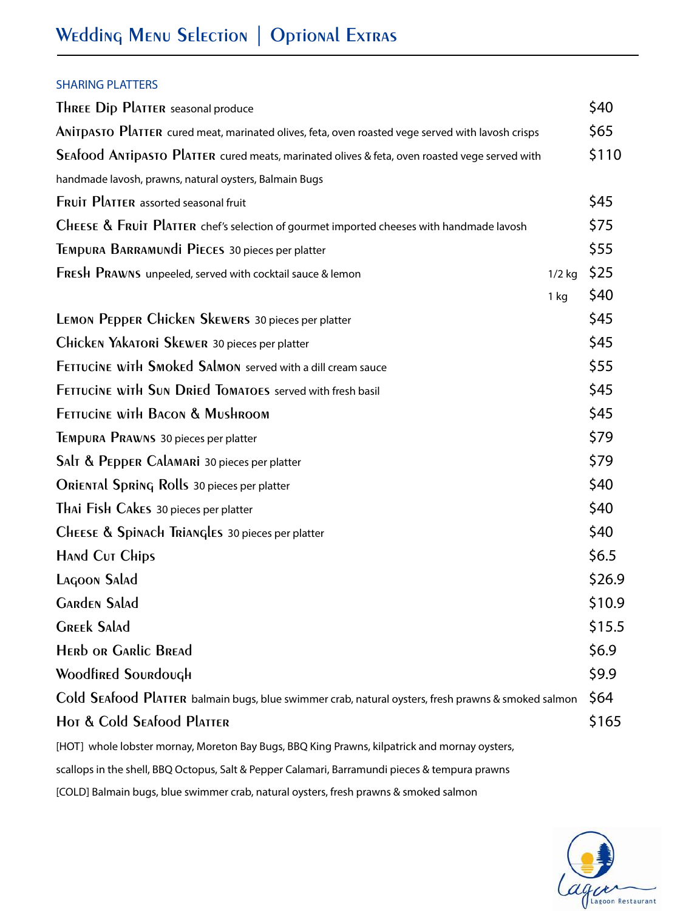# Wedding Menu Selection | Optional Extras

## SHARING PLATTERS

| Item | | Price |
|---|---|---|
| **Three Dip Platter** seasonal produce | | $40 |
| **Anitpasto Platter** cured meat, marinated olives, feta, oven roasted vege served with lavosh crisps | | $65 |
| **Seafood Antipasto Platter** cured meats, marinated olives & feta, oven roasted vege served with handmade lavosh, prawns, natural oysters, Balmain Bugs | | $110 |
| **Fruit Platter** assorted seasonal fruit | | $45 |
| **Cheese & Fruit Platter** chef's selection of gourmet imported cheeses with handmade lavosh | | $75 |
| **Tempura Barramundi Pieces** 30 pieces per platter | | $55 |
| **Fresh Prawns** unpeeled, served with cocktail sauce & lemon | 1/2 kg | $25 |
| | 1 kg | $40 |
| **Lemon Pepper Chicken Skewers** 30 pieces per platter | | $45 |
| **Chicken Yakatori Skewer** 30 pieces per platter | | $45 |
| **Fettucine with Smoked Salmon** served with a dill cream sauce | | $55 |
| **Fettucine with Sun Dried Tomatoes** served with fresh basil | | $45 |
| **Fettucine with Bacon & Mushroom** | | $45 |
| **Tempura Prawns** 30 pieces per platter | | $79 |
| **Salt & Pepper Calamari** 30 pieces per platter | | $79 |
| **Oriental Spring Rolls** 30 pieces per platter | | $40 |
| **Thai Fish Cakes** 30 pieces per platter | | $40 |
| **Cheese & Spinach Triangles** 30 pieces per platter | | $40 |
| **Hand Cut Chips** | | $6.5 |
| **Lagoon Salad** | | $26.9 |
| **Garden Salad** | | $10.9 |
| **Greek Salad** | | $15.5 |
| **Herb or Garlic Bread** | | $6.9 |
| **Woodfired Sourdough** | | $9.9 |
| **Cold Seafood Platter** balmain bugs, blue swimmer crab, natural oysters, fresh prawns & smoked salmon | | $64 |
| **Hot & Cold Seafood Platter** | | $165 |

[HOT] whole lobster mornay, Moreton Bay Bugs, BBQ King Prawns, kilpatrick and mornay oysters, scallops in the shell, BBQ Octopus, Salt & Pepper Calamari, Barramundi pieces & tempura prawns

[COLD] Balmain bugs, blue swimmer crab, natural oysters, fresh prawns & smoked salmon

Lagoon Restaurant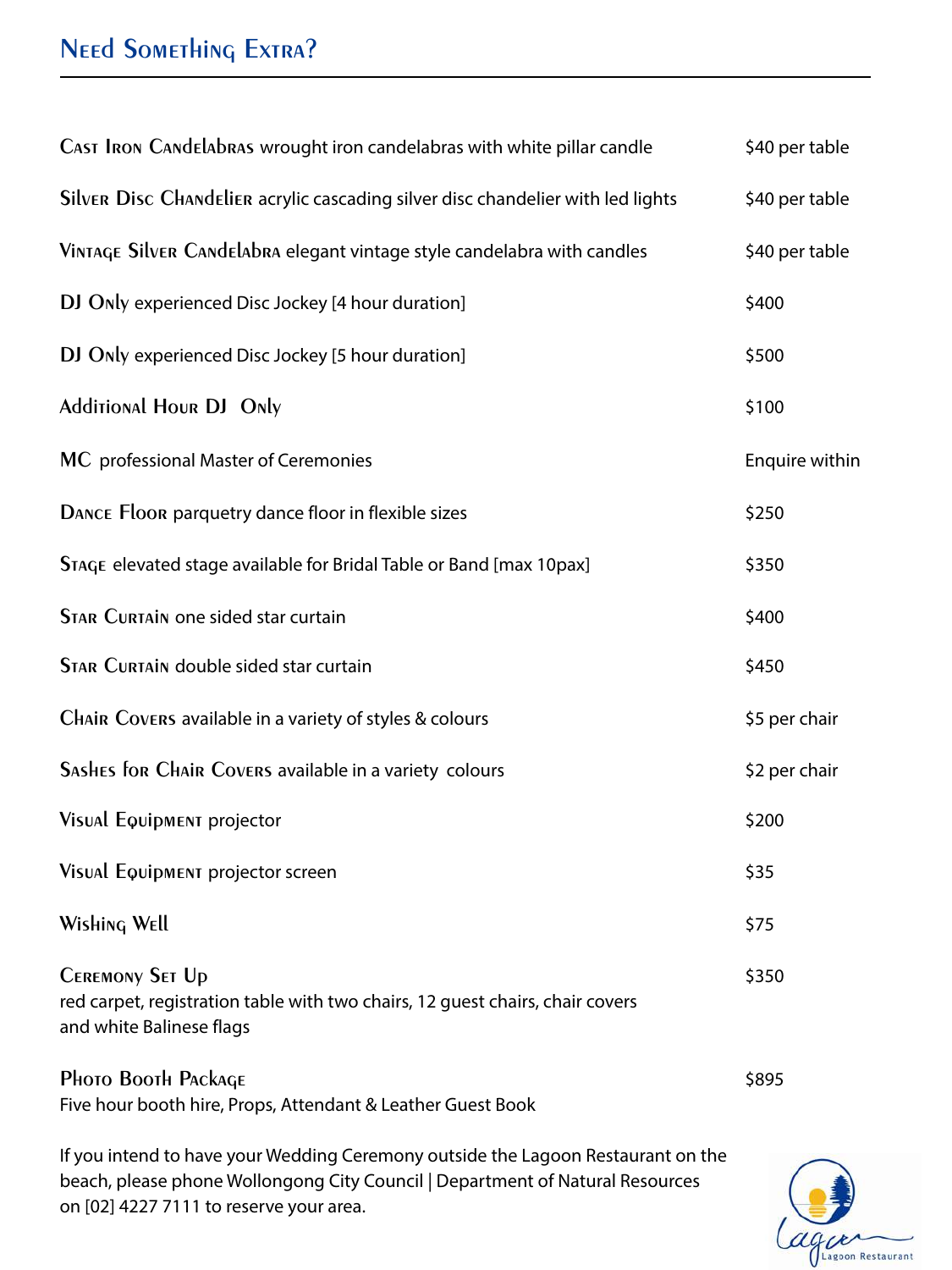## Need Something Extra?

| Item | Price |
|---|---|
| **Cast Iron Candelabras** wrought iron candelabras with white pillar candle | $40 per table |
| **Silver Disc Chandelier** acrylic cascading silver disc chandelier with led lights | $40 per table |
| **Vintage Silver Candelabra** elegant vintage style candelabra with candles | $40 per table |
| **DJ Only** experienced Disc Jockey [4 hour duration] | $400 |
| **DJ Only** experienced Disc Jockey [5 hour duration] | $500 |
| **Additional Hour DJ Only** | $100 |
| **MC** professional Master of Ceremonies | Enquire within |
| **Dance Floor** parquetry dance floor in flexible sizes | $250 |
| **Stage** elevated stage available for Bridal Table or Band [max 10pax] | $350 |
| **Star Curtain** one sided star curtain | $400 |
| **Star Curtain** double sided star curtain | $450 |
| **Chair Covers** available in a variety of styles & colours | $5 per chair |
| **Sashes for Chair Covers** available in a variety colours | $2 per chair |
| **Visual Equipment** projector | $200 |
| **Visual Equipment** projector screen | $35 |
| **Wishing Well** | $75 |
| **Ceremony Set Up** red carpet, registration table with two chairs, 12 guest chairs, chair covers and white Balinese flags | $350 |
| **Photo Booth Package** Five hour booth hire, Props, Attendant & Leather Guest Book | $895 |

If you intend to have your Wedding Ceremony outside the Lagoon Restaurant on the beach, please phone Wollongong City Council | Department of Natural Resources on [02] 4227 7111 to reserve your area.

Lagoon Restaurant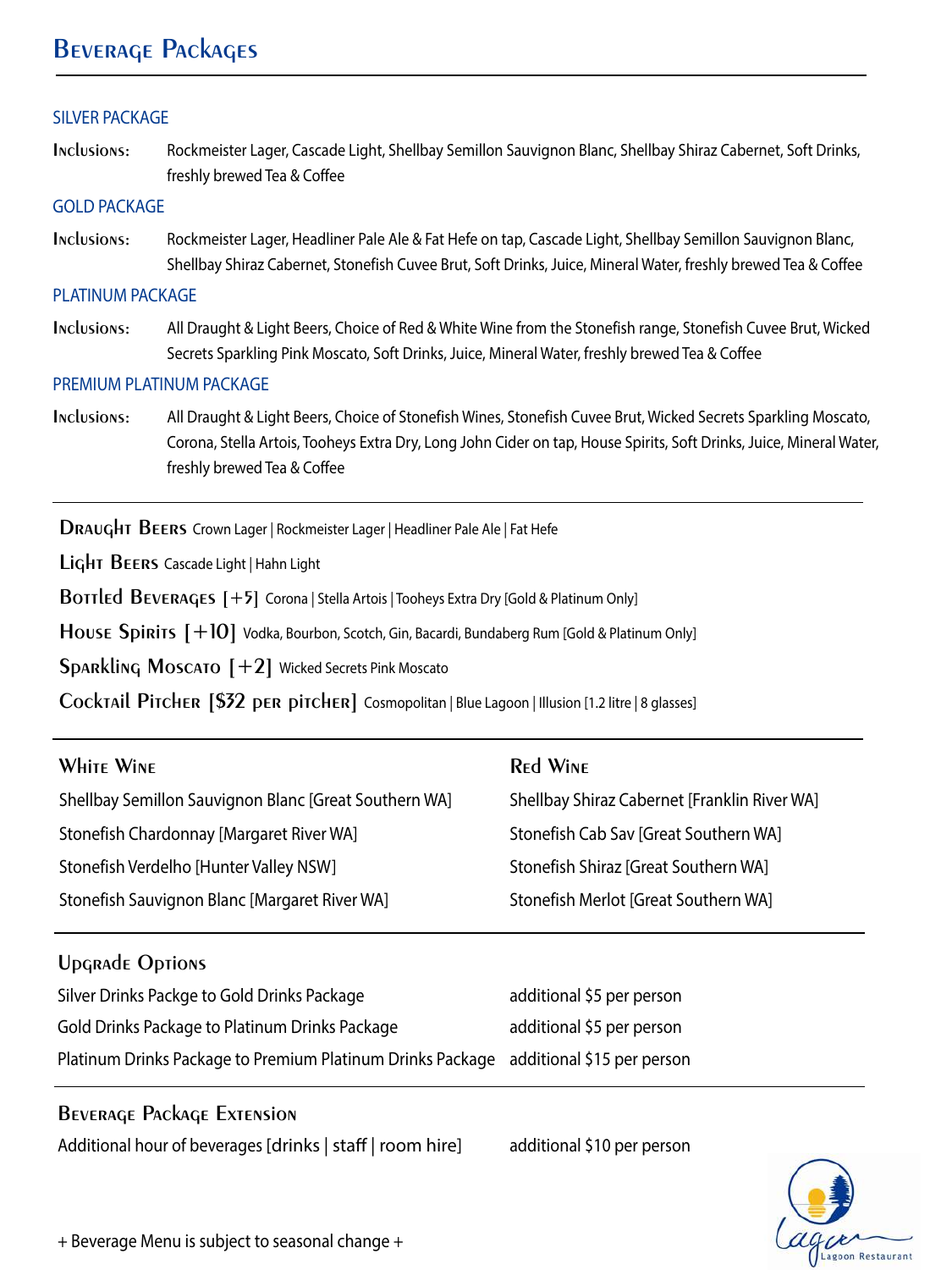# Beverage Packages

## SILVER PACKAGE

**Inclusions:** Rockmeister Lager, Cascade Light, Shellbay Semillon Sauvignon Blanc, Shellbay Shiraz Cabernet, Soft Drinks, freshly brewed Tea & Coffee

## GOLD PACKAGE

**Inclusions:** Rockmeister Lager, Headliner Pale Ale & Fat Hefe on tap, Cascade Light, Shellbay Semillon Sauvignon Blanc, Shellbay Shiraz Cabernet, Stonefish Cuvee Brut, Soft Drinks, Juice, Mineral Water, freshly brewed Tea & Coffee

## PLATINUM PACKAGE

**Inclusions:** All Draught & Light Beers, Choice of Red & White Wine from the Stonefish range, Stonefish Cuvee Brut, Wicked Secrets Sparkling Pink Moscato, Soft Drinks, Juice, Mineral Water, freshly brewed Tea & Coffee

## PREMIUM PLATINUM PACKAGE

**Inclusions:** All Draught & Light Beers, Choice of Stonefish Wines, Stonefish Cuvee Brut, Wicked Secrets Sparkling Moscato, Corona, Stella Artois, Tooheys Extra Dry, Long John Cider on tap, House Spirits, Soft Drinks, Juice, Mineral Water, freshly brewed Tea & Coffee

---

**Draught Beers** Crown Lager | Rockmeister Lager | Headliner Pale Ale | Fat Hefe

**Light Beers** Cascade Light | Hahn Light

**Bottled Beverages [+5]** Corona | Stella Artois | Tooheys Extra Dry [Gold & Platinum Only]

**House Spirits [+10]** Vodka, Bourbon, Scotch, Gin, Bacardi, Bundaberg Rum [Gold & Platinum Only]

**Sparkling Moscato [+2]** Wicked Secrets Pink Moscato

**Cocktail Pitcher [$32 per pitcher]** Cosmopolitan | Blue Lagoon | Illusion [1.2 litre | 8 glasses]

---

| White Wine | Red Wine |
|---|---|
| Shellbay Semillon Sauvignon Blanc [Great Southern WA] | Shellbay Shiraz Cabernet [Franklin River WA] |
| Stonefish Chardonnay [Margaret River WA] | Stonefish Cab Sav [Great Southern WA] |
| Stonefish Verdelho [Hunter Valley NSW] | Stonefish Shiraz [Great Southern WA] |
| Stonefish Sauvignon Blanc [Margaret River WA] | Stonefish Merlot [Great Southern WA] |

### Upgrade Options

| | |
|---|---|
| Silver Drinks Packge to Gold Drinks Package | additional $5 per person |
| Gold Drinks Package to Platinum Drinks Package | additional $5 per person |
| Platinum Drinks Package to Premium Platinum Drinks Package | additional $15 per person |

### Beverage Package Extension

| | |
|---|---|
| Additional hour of beverages [drinks \| staff \| room hire] | additional $10 per person |

+ Beverage Menu is subject to seasonal change +

Lagoon Restaurant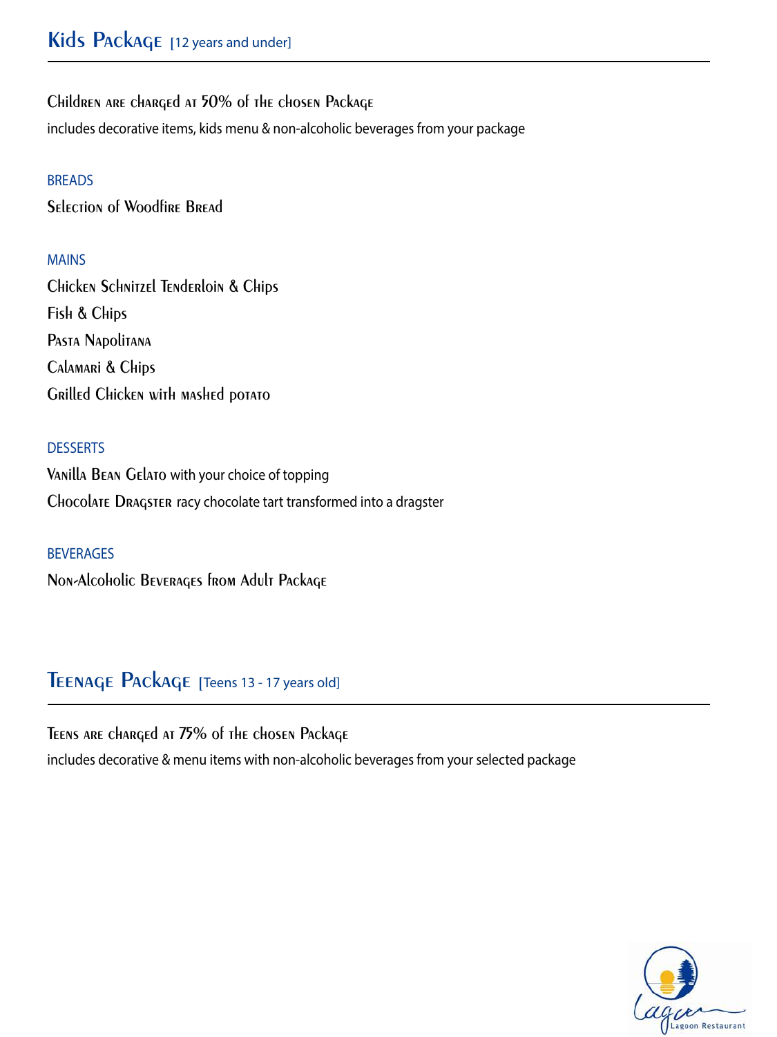## Kids Package [12 years and under]

**Children are charged at 50% of the chosen Package**

includes decorative items, kids menu & non-alcoholic beverages from your package

### BREADS

Selection of Woodfire Bread

### MAINS

Chicken Schnitzel Tenderloin & Chips

Fish & Chips

Pasta Napolitana

Calamari & Chips

Grilled Chicken with mashed potato

### DESSERTS

Vanilla Bean Gelato with your choice of topping

Chocolate Dragster racy chocolate tart transformed into a dragster

### BEVERAGES

Non-Alcoholic Beverages from Adult Package

## Teenage Package [Teens 13 - 17 years old]

**Teens are charged at 75% of the chosen Package**

includes decorative & menu items with non-alcoholic beverages from your selected package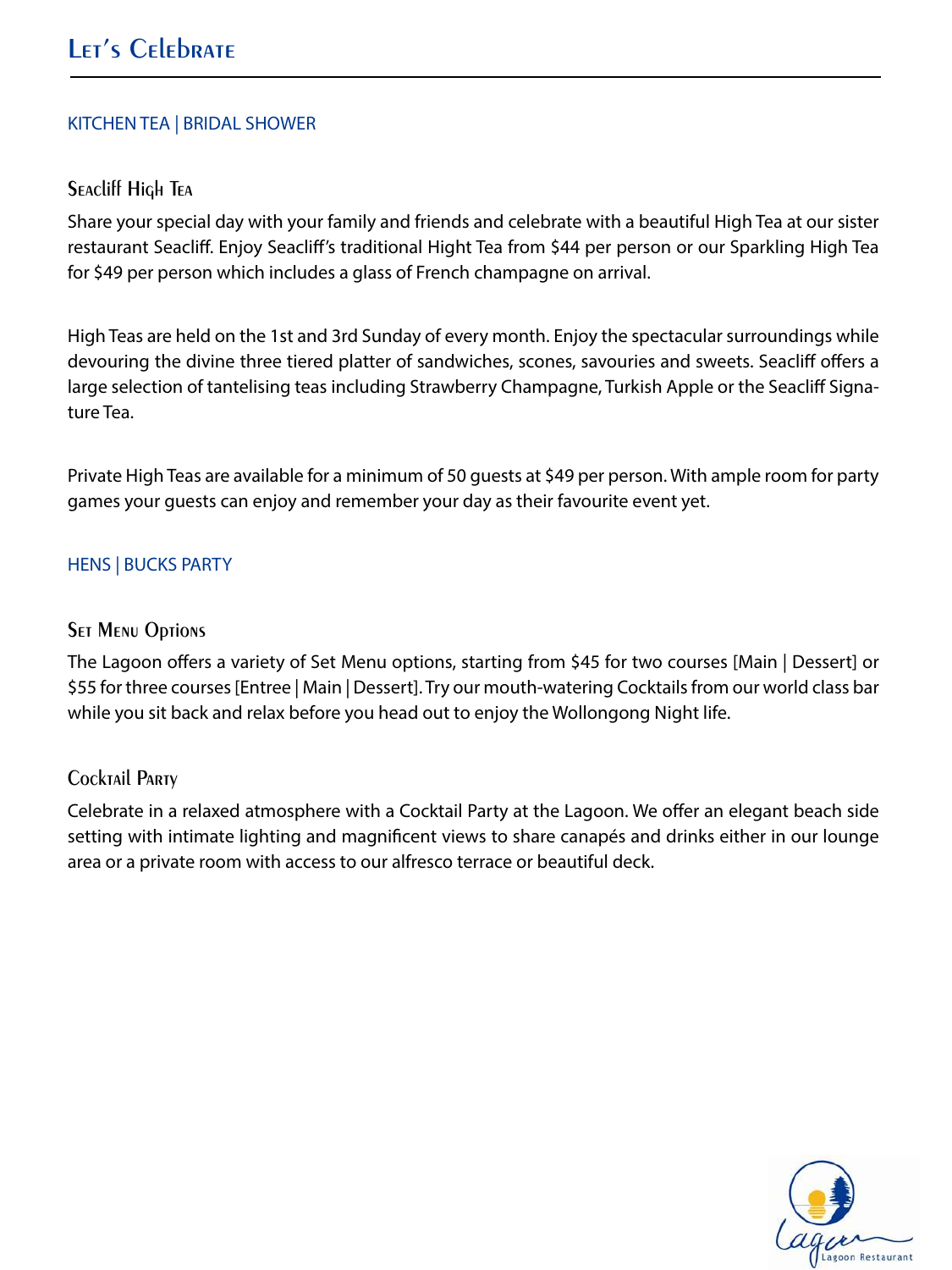# Let's Celebrate

## KITCHEN TEA | BRIDAL SHOWER

### Seacliff High Tea

Share your special day with your family and friends and celebrate with a beautiful High Tea at our sister restaurant Seacliff. Enjoy Seacliff's traditional Hight Tea from $44 per person or our Sparkling High Tea for $49 per person which includes a glass of French champagne on arrival.

High Teas are held on the 1st and 3rd Sunday of every month. Enjoy the spectacular surroundings while devouring the divine three tiered platter of sandwiches, scones, savouries and sweets. Seacliff offers a large selection of tantelising teas including Strawberry Champagne, Turkish Apple or the Seacliff Signature Tea.

Private High Teas are available for a minimum of 50 guests at $49 per person. With ample room for party games your guests can enjoy and remember your day as their favourite event yet.

## HENS | BUCKS PARTY

### Set Menu Options

The Lagoon offers a variety of Set Menu options, starting from $45 for two courses [Main | Dessert] or $55 for three courses [Entree | Main | Dessert]. Try our mouth-watering Cocktails from our world class bar while you sit back and relax before you head out to enjoy the Wollongong Night life.

### Cocktail Party

Celebrate in a relaxed atmosphere with a Cocktail Party at the Lagoon. We offer an elegant beach side setting with intimate lighting and magnificent views to share canapés and drinks either in our lounge area or a private room with access to our alfresco terrace or beautiful deck.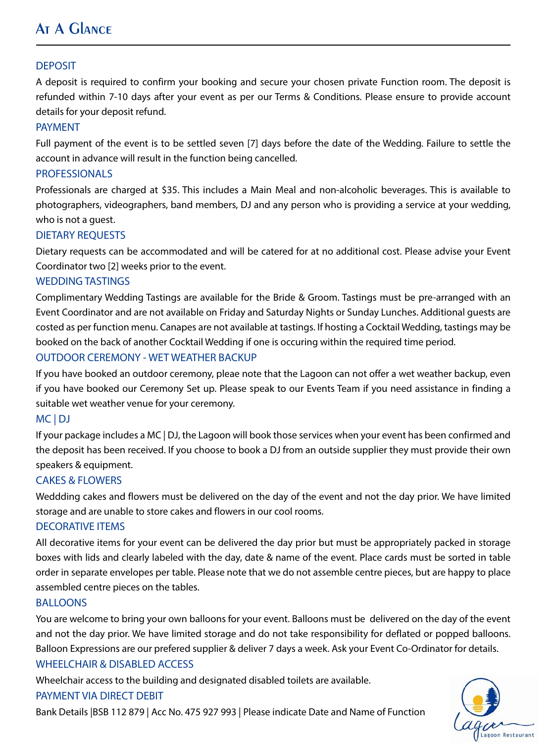# At A Glance

## DEPOSIT

A deposit is required to confirm your booking and secure your chosen private Function room. The deposit is refunded within 7-10 days after your event as per our Terms & Conditions. Please ensure to provide account details for your deposit refund.

## PAYMENT

Full payment of the event is to be settled seven [7] days before the date of the Wedding. Failure to settle the account in advance will result in the function being cancelled.

## PROFESSIONALS

Professionals are charged at $35. This includes a Main Meal and non-alcoholic beverages. This is available to photographers, videographers, band members, DJ and any person who is providing a service at your wedding, who is not a guest.

## DIETARY REQUESTS

Dietary requests can be accommodated and will be catered for at no additional cost. Please advise your Event Coordinator two [2] weeks prior to the event.

## WEDDING TASTINGS

Complimentary Wedding Tastings are available for the Bride & Groom. Tastings must be pre-arranged with an Event Coordinator and are not available on Friday and Saturday Nights or Sunday Lunches. Additional guests are costed as per function menu. Canapes are not available at tastings. If hosting a Cocktail Wedding, tastings may be booked on the back of another Cocktail Wedding if one is occuring within the required time period.

## OUTDOOR CEREMONY - WET WEATHER BACKUP

If you have booked an outdoor ceremony, pleae note that the Lagoon can not offer a wet weather backup, even if you have booked our Ceremony Set up. Please speak to our Events Team if you need assistance in finding a suitable wet weather venue for your ceremony.

## MC | DJ

If your package includes a MC | DJ, the Lagoon will book those services when your event has been confirmed and the deposit has been received. If you choose to book a DJ from an outside supplier they must provide their own speakers & equipment.

## CAKES & FLOWERS

Weddding cakes and flowers must be delivered on the day of the event and not the day prior. We have limited storage and are unable to store cakes and flowers in our cool rooms.

## DECORATIVE ITEMS

All decorative items for your event can be delivered the day prior but must be appropriately packed in storage boxes with lids and clearly labeled with the day, date & name of the event. Place cards must be sorted in table order in separate envelopes per table. Please note that we do not assemble centre pieces, but are happy to place assembled centre pieces on the tables.

## BALLOONS

You are welcome to bring your own balloons for your event. Balloons must be delivered on the day of the event and not the day prior. We have limited storage and do not take responsibility for deflated or popped balloons. Balloon Expressions are our prefered supplier & deliver 7 days a week. Ask your Event Co-Ordinator for details.

## WHEELCHAIR & DISABLED ACCESS

Wheelchair access to the building and designated disabled toilets are available.

## PAYMENT VIA DIRECT DEBIT

Bank Details |BSB 112 879 | Acc No. 475 927 993 | Please indicate Date and Name of Function

Lagoon Restaurant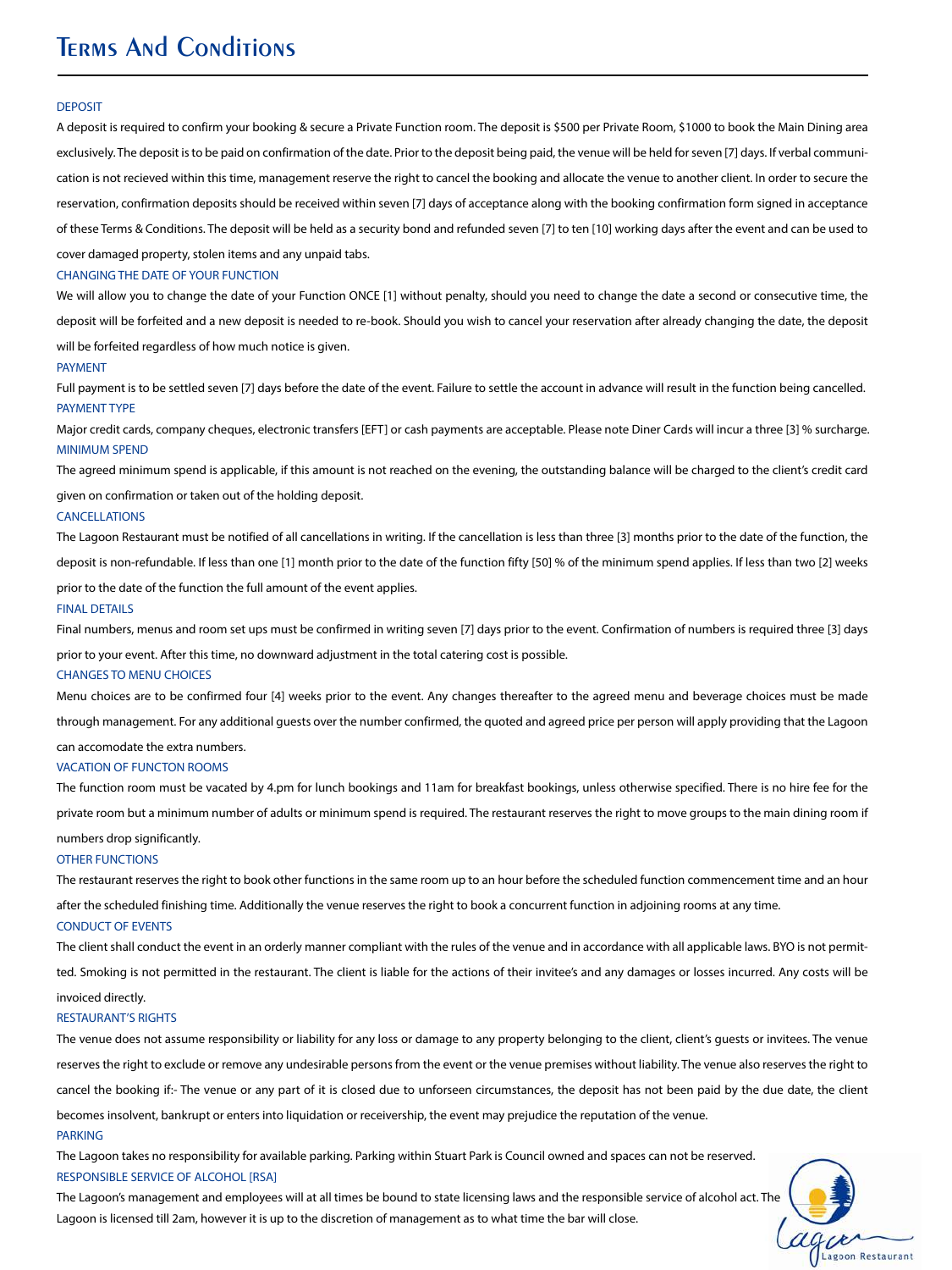# Terms And Conditions

## DEPOSIT

A deposit is required to confirm your booking & secure a Private Function room. The deposit is $500 per Private Room, $1000 to book the Main Dining area exclusively. The deposit is to be paid on confirmation of the date. Prior to the deposit being paid, the venue will be held for seven [7] days. If verbal communication is not recieved within this time, management reserve the right to cancel the booking and allocate the venue to another client. In order to secure the reservation, confirmation deposits should be received within seven [7] days of acceptance along with the booking confirmation form signed in acceptance of these Terms & Conditions. The deposit will be held as a security bond and refunded seven [7] to ten [10] working days after the event and can be used to cover damaged property, stolen items and any unpaid tabs.

## CHANGING THE DATE OF YOUR FUNCTION

We will allow you to change the date of your Function ONCE [1] without penalty, should you need to change the date a second or consecutive time, the deposit will be forfeited and a new deposit is needed to re-book. Should you wish to cancel your reservation after already changing the date, the deposit will be forfeited regardless of how much notice is given.

## PAYMENT

Full payment is to be settled seven [7] days before the date of the event. Failure to settle the account in advance will result in the function being cancelled.

## PAYMENT TYPE

Major credit cards, company cheques, electronic transfers [EFT] or cash payments are acceptable. Please note Diner Cards will incur a three [3] % surcharge.

## MINIMUM SPEND

The agreed minimum spend is applicable, if this amount is not reached on the evening, the outstanding balance will be charged to the client's credit card given on confirmation or taken out of the holding deposit.

## CANCELLATIONS

The Lagoon Restaurant must be notified of all cancellations in writing. If the cancellation is less than three [3] months prior to the date of the function, the deposit is non-refundable. If less than one [1] month prior to the date of the function fifty [50] % of the minimum spend applies. If less than two [2] weeks prior to the date of the function the full amount of the event applies.

## FINAL DETAILS

Final numbers, menus and room set ups must be confirmed in writing seven [7] days prior to the event. Confirmation of numbers is required three [3] days prior to your event. After this time, no downward adjustment in the total catering cost is possible.

## CHANGES TO MENU CHOICES

Menu choices are to be confirmed four [4] weeks prior to the event. Any changes thereafter to the agreed menu and beverage choices must be made through management. For any additional guests over the number confirmed, the quoted and agreed price per person will apply providing that the Lagoon can accomodate the extra numbers.

## VACATION OF FUNCTON ROOMS

The function room must be vacated by 4.pm for lunch bookings and 11am for breakfast bookings, unless otherwise specified. There is no hire fee for the private room but a minimum number of adults or minimum spend is required. The restaurant reserves the right to move groups to the main dining room if numbers drop significantly.

## OTHER FUNCTIONS

The restaurant reserves the right to book other functions in the same room up to an hour before the scheduled function commencement time and an hour after the scheduled finishing time. Additionally the venue reserves the right to book a concurrent function in adjoining rooms at any time.

## CONDUCT OF EVENTS

The client shall conduct the event in an orderly manner compliant with the rules of the venue and in accordance with all applicable laws. BYO is not permitted. Smoking is not permitted in the restaurant. The client is liable for the actions of their invitee's and any damages or losses incurred. Any costs will be invoiced directly.

## RESTAURANT'S RIGHTS

The venue does not assume responsibility or liability for any loss or damage to any property belonging to the client, client's guests or invitees. The venue reserves the right to exclude or remove any undesirable persons from the event or the venue premises without liability. The venue also reserves the right to cancel the booking if:- The venue or any part of it is closed due to unforseen circumstances, the deposit has not been paid by the due date, the client becomes insolvent, bankrupt or enters into liquidation or receivership, the event may prejudice the reputation of the venue.

## PARKING

The Lagoon takes no responsibility for available parking. Parking within Stuart Park is Council owned and spaces can not be reserved.

## RESPONSIBLE SERVICE OF ALCOHOL [RSA]

The Lagoon's management and employees will at all times be bound to state licensing laws and the responsible service of alcohol act. The Lagoon is licensed till 2am, however it is up to the discretion of management as to what time the bar will close.

Lagoon Restaurant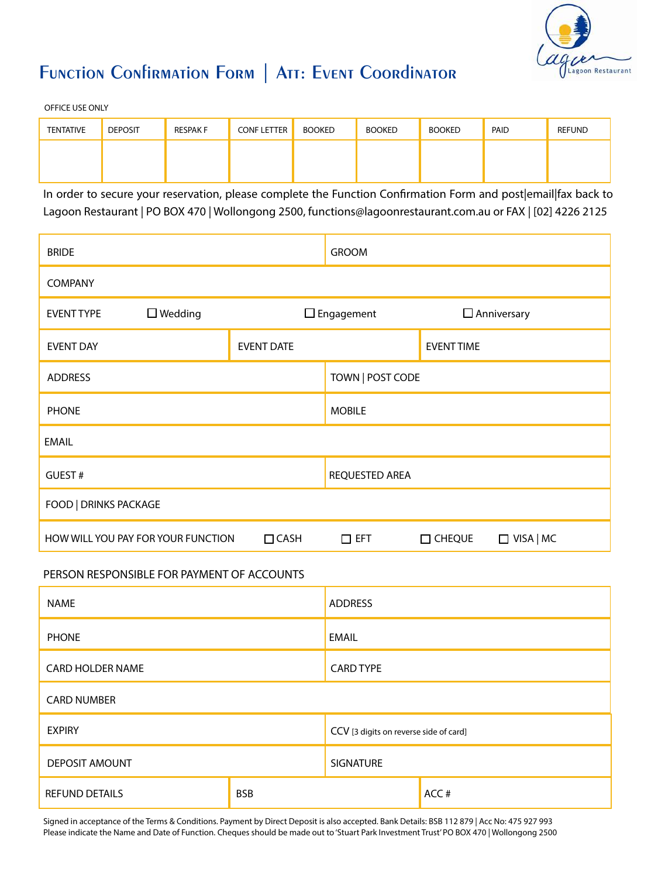# Function Confirmation Form | Att: Event Coordinator

OFFICE USE ONLY

| TENTATIVE | DEPOSIT | RESPAK F | CONF LETTER | BOOKED | BOOKED | BOOKED | PAID | REFUND |
|---|---|---|---|---|---|---|---|---|
| | | | | | | | | |

In order to secure your reservation, please complete the Function Confirmation Form and post|email|fax back to Lagoon Restaurant | PO BOX 470 | Wollongong 2500, functions@lagoonrestaurant.com.au or FAX | [02] 4226 2125

| | | | |
|---|---|---|---|
| BRIDE | | GROOM | |
| COMPANY | | | |
| EVENT TYPE | ☐ Wedding | ☐ Engagement | ☐ Anniversary |
| EVENT DAY | EVENT DATE | EVENT TIME | |
| ADDRESS | | TOWN \| POST CODE | |
| PHONE | | MOBILE | |
| EMAIL | | | |
| GUEST # | | REQUESTED AREA | |
| FOOD \| DRINKS PACKAGE | | | |
| HOW WILL YOU PAY FOR YOUR FUNCTION | ☐ CASH ☐ EFT | ☐ CHEQUE | ☐ VISA \| MC |

PERSON RESPONSIBLE FOR PAYMENT OF ACCOUNTS

| | | |
|---|---|---|
| NAME | ADDRESS | |
| PHONE | EMAIL | |
| CARD HOLDER NAME | CARD TYPE | |
| CARD NUMBER | | |
| EXPIRY | CCV [3 digits on reverse side of card] | |
| DEPOSIT AMOUNT | SIGNATURE | |
| REFUND DETAILS | BSB | ACC # |

Signed in acceptance of the Terms & Conditions. Payment by Direct Deposit is also accepted. Bank Details: BSB 112 879 | Acc No: 475 927 993
Please indicate the Name and Date of Function. Cheques should be made out to 'Stuart Park Investment Trust' PO BOX 470 | Wollongong 2500